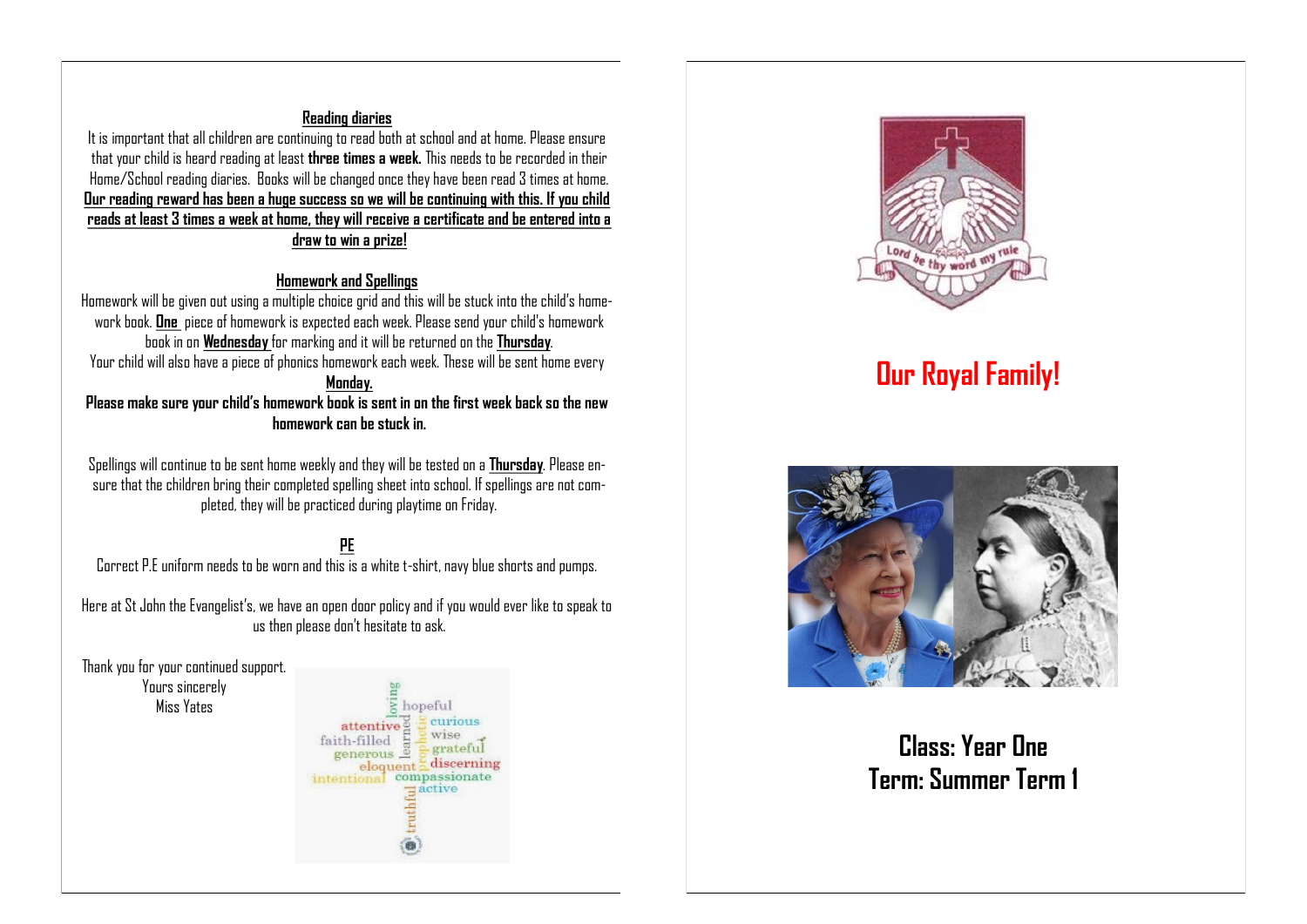## Reading diaries

It is important that all children are continuing to read both at school and at home. Please ensure that your child is heard reading at least **three times a week.** This needs to be recorded in their Home/School reading diaries. Books will be changed once they have been read 3 times at home. **Our reading reward has been a huge success so we will be continuing with this. If you child reads at least 3 times a week at home, they will receive a certificate and be entered into a draw to win a prize!**

## Homework and Spellings

Homework will be given out using a multiple choice grid and this will be stuck into the child's homework book. **One** piece of homework is expected each week. Please send your child's homework book in on **Wednesday** for marking and it will be returned on the **Thursday**.

Your child will also have a piece of phonics homework each week. These will be sent home every **Monday.**

**Please make sure your child's homework book is sent in on the first week back so the new homework can be stuck in.**

Spellings will continue to be sent home weekly and they will be tested on a **Thursday**. Please ensure that the children bring their completed spelling sheet into school. If spellings are not completed, they will be practiced during playtime on Friday.

## PE

Correct P.E uniform needs to be worn and this is a white t-shirt, navy blue shorts and pumps.

Here at St John the Evangelist's, we have an open door policy and if you would ever like to speak to us then please don't hesitate to ask.

Thank you for your continued support.

Yours sincerely

Miss Yates

# Our Royal Family!

**Class: Year One**

**Term: Summer Term 1**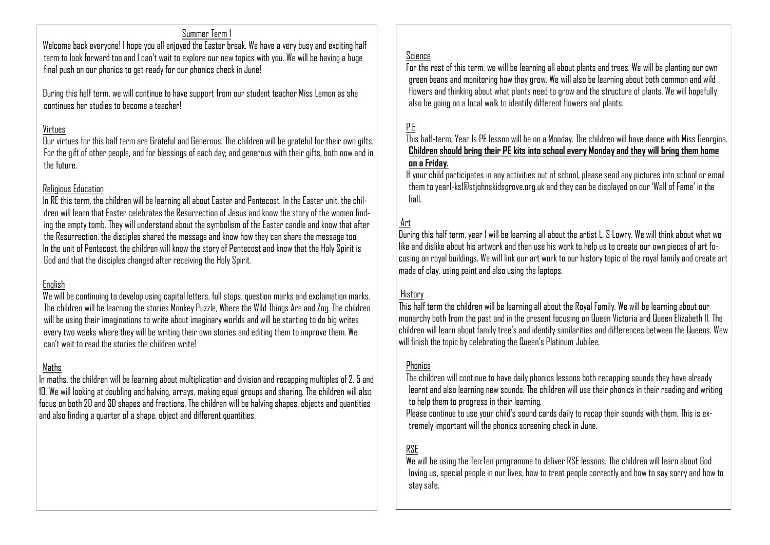## Summer Term 1

Welcome back everyone! I hope you all enjoyed the Easter break. We have a very busy and exciting half term to look forward too and I can't wait to explore our new topics with you. We will be having a huge final push on our phonics to get ready for our phonics check in June!

During this half term, we will continue to have support from our student teacher Miss Lemon as she continues her studies to become a teacher!

### Virtues

Our virtues for this half term are Grateful and Generous. The children will be grateful for their own gifts. For the gift of other people, and for blessings of each day; and generous with their gifts, both now and in the future.

### Religious Education

In RE this term, the children will be learning all about Easter and Pentecost. In the Easter unit, the children will learn that Easter celebrates the Resurrection of Jesus and know the story of the women finding the empty tomb. They will understand about the symbolism of the Easter candle and know that after the Resurrection, the disciples shared the message and know how they can share the message too. In the unit of Pentecost, the children will know the story of Pentecost and know that the Holy Spirit is God and that the disciples changed after receiving the Holy Spirit.

### English

We will be continuing to develop using capital letters, full stops, question marks and exclamation marks. The children will be learning the stories Monkey Puzzle, Where the Wild Things Are and Zog. The children will be using their imaginations to write about imaginary worlds and will be starting to do big writes every two weeks where they will be writing their own stories and editing them to improve them. We can't wait to read the stories the children write!

### Maths

In maths, the children will be learning about multiplication and division and recapping multiples of 2, 5 and 10. We will looking at doubling and halving, arrays, making equal groups and sharing. The children will also focus on both 2D and 3D shapes and fractions. The children will be halving shapes, objects and quantities and also finding a quarter of a shape, object and different quantities.

### Science

For the rest of this term, we will be learning all about plants and trees. We will be planting our own green beans and monitoring how they grow. We will also be learning about both common and wild flowers and thinking about what plants need to grow and the structure of plants. We will hopefully also be going on a local walk to identify different flowers and plants.

### P.E

This half-term, Year 1s PE lesson will be on a Monday. The children will have dance with Miss Georgina. **Children should bring their PE kits into school every Monday and they will bring them home on a Friday.**

If your child participates in any activities out of school, please send any pictures into school or email them to year1-ks1@stjohnskidsgrove.org.uk and they can be displayed on our 'Wall of Fame' in the hall.

### Art

During this half term, year 1 will be learning all about the artist L. S Lowry. We will think about what we like and dislike about his artwork and then use his work to help us to create our own pieces of art focusing on royal buildings. We will link our art work to our history topic of the royal family and create art made of clay, using paint and also using the laptops.

### History

This half term the children will be learning all about the Royal Family. We will be learning about our monarchy both from the past and in the present focusing on Queen Victoria and Queen Elizabeth II. The children will learn about family tree's and identify similarities and differences between the Queens. Wew will finish the topic by celebrating the Queen's Platinum Jubilee.

### Phonics

The children will continue to have daily phonics lessons both recapping sounds they have already learnt and also learning new sounds. The children will use their phonics in their reading and writing to help them to progress in their learning.

Please continue to use your child's sound cards daily to recap their sounds with them. This is extremely important will the phonics screening check in June.

### RSE

We will be using the Ten:Ten programme to deliver RSE lessons. The children will learn about God loving us, special people in our lives, how to treat people correctly and how to say sorry and how to stay safe.